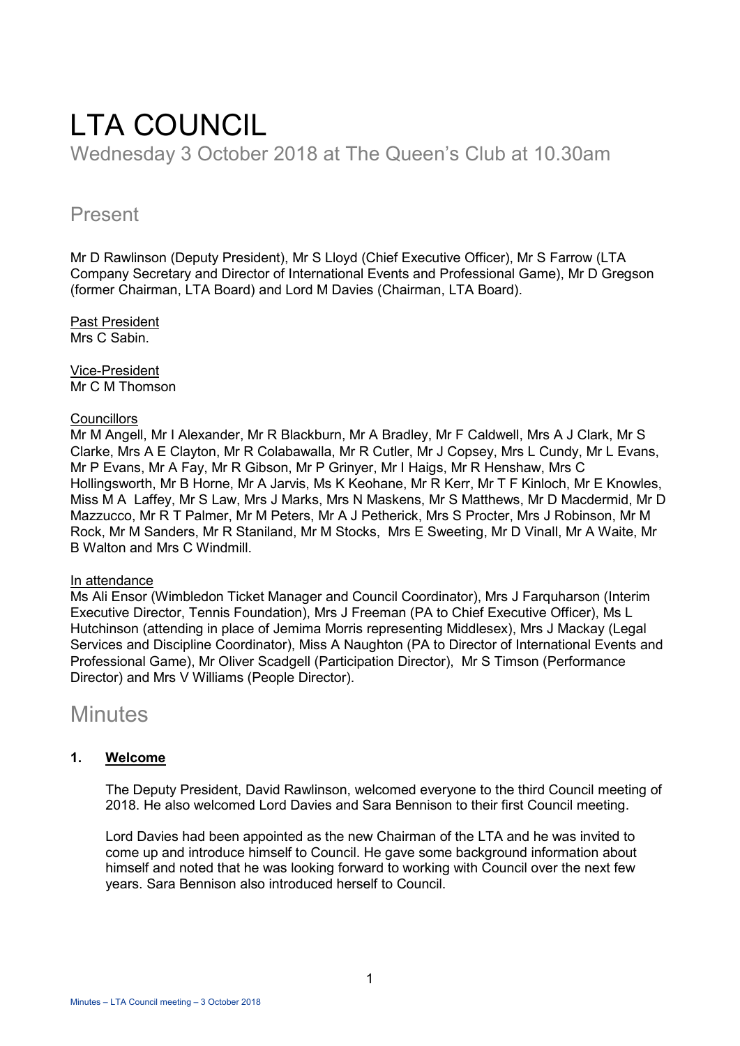# LTA COUNCIL

Wednesday 3 October 2018 at The Queen's Club at 10.30am

## Present

Mr D Rawlinson (Deputy President), Mr S Lloyd (Chief Executive Officer), Mr S Farrow (LTA Company Secretary and Director of International Events and Professional Game), Mr D Gregson (former Chairman, LTA Board) and Lord M Davies (Chairman, LTA Board).

Past President
Mrs C Sabin.

Vice-President
Mr C M Thomson

Councillors
Mr M Angell, Mr I Alexander, Mr R Blackburn, Mr A Bradley, Mr F Caldwell, Mrs A J Clark, Mr S Clarke, Mrs A E Clayton, Mr R Colabawalla, Mr R Cutler, Mr J Copsey, Mrs L Cundy, Mr L Evans, Mr P Evans, Mr A Fay, Mr R Gibson, Mr P Grinyer, Mr I Haigs, Mr R Henshaw, Mrs C Hollingsworth, Mr B Horne, Mr A Jarvis, Ms K Keohane, Mr R Kerr, Mr T F Kinloch, Mr E Knowles, Miss M A Laffey, Mr S Law, Mrs J Marks, Mrs N Maskens, Mr S Matthews, Mr D Macdermid, Mr D Mazzucco, Mr R T Palmer, Mr M Peters, Mr A J Petherick, Mrs S Procter, Mrs J Robinson, Mr M Rock, Mr M Sanders, Mr R Staniland, Mr M Stocks, Mrs E Sweeting, Mr D Vinall, Mr A Waite, Mr B Walton and Mrs C Windmill.

In attendance
Ms Ali Ensor (Wimbledon Ticket Manager and Council Coordinator), Mrs J Farquharson (Interim Executive Director, Tennis Foundation), Mrs J Freeman (PA to Chief Executive Officer), Ms L Hutchinson (attending in place of Jemima Morris representing Middlesex), Mrs J Mackay (Legal Services and Discipline Coordinator), Miss A Naughton (PA to Director of International Events and Professional Game), Mr Oliver Scadgell (Participation Director), Mr S Timson (Performance Director) and Mrs V Williams (People Director).

## Minutes

### 1. Welcome

The Deputy President, David Rawlinson, welcomed everyone to the third Council meeting of 2018. He also welcomed Lord Davies and Sara Bennison to their first Council meeting.

Lord Davies had been appointed as the new Chairman of the LTA and he was invited to come up and introduce himself to Council. He gave some background information about himself and noted that he was looking forward to working with Council over the next few years. Sara Bennison also introduced herself to Council.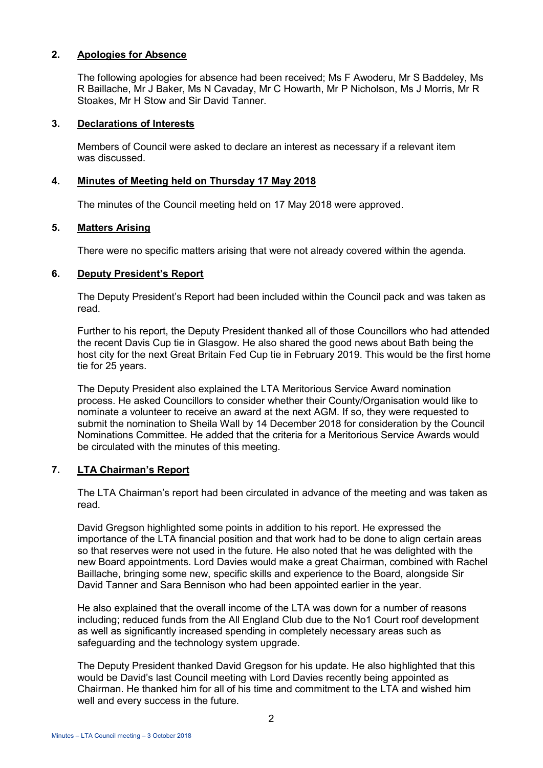## 2. Apologies for Absence

The following apologies for absence had been received; Ms F Awoderu, Mr S Baddeley, Ms R Baillache, Mr J Baker, Ms N Cavaday, Mr C Howarth, Mr P Nicholson, Ms J Morris, Mr R Stoakes, Mr H Stow and Sir David Tanner.

## 3. Declarations of Interests

Members of Council were asked to declare an interest as necessary if a relevant item was discussed.

## 4. Minutes of Meeting held on Thursday 17 May 2018

The minutes of the Council meeting held on 17 May 2018 were approved.

## 5. Matters Arising

There were no specific matters arising that were not already covered within the agenda.

## 6. Deputy President's Report

The Deputy President's Report had been included within the Council pack and was taken as read.

Further to his report, the Deputy President thanked all of those Councillors who had attended the recent Davis Cup tie in Glasgow. He also shared the good news about Bath being the host city for the next Great Britain Fed Cup tie in February 2019. This would be the first home tie for 25 years.

The Deputy President also explained the LTA Meritorious Service Award nomination process. He asked Councillors to consider whether their County/Organisation would like to nominate a volunteer to receive an award at the next AGM. If so, they were requested to submit the nomination to Sheila Wall by 14 December 2018 for consideration by the Council Nominations Committee. He added that the criteria for a Meritorious Service Awards would be circulated with the minutes of this meeting.

## 7. LTA Chairman's Report

The LTA Chairman's report had been circulated in advance of the meeting and was taken as read.

David Gregson highlighted some points in addition to his report. He expressed the importance of the LTA financial position and that work had to be done to align certain areas so that reserves were not used in the future. He also noted that he was delighted with the new Board appointments. Lord Davies would make a great Chairman, combined with Rachel Baillache, bringing some new, specific skills and experience to the Board, alongside Sir David Tanner and Sara Bennison who had been appointed earlier in the year.

He also explained that the overall income of the LTA was down for a number of reasons including; reduced funds from the All England Club due to the No1 Court roof development as well as significantly increased spending in completely necessary areas such as safeguarding and the technology system upgrade.

The Deputy President thanked David Gregson for his update. He also highlighted that this would be David's last Council meeting with Lord Davies recently being appointed as Chairman. He thanked him for all of his time and commitment to the LTA and wished him well and every success in the future.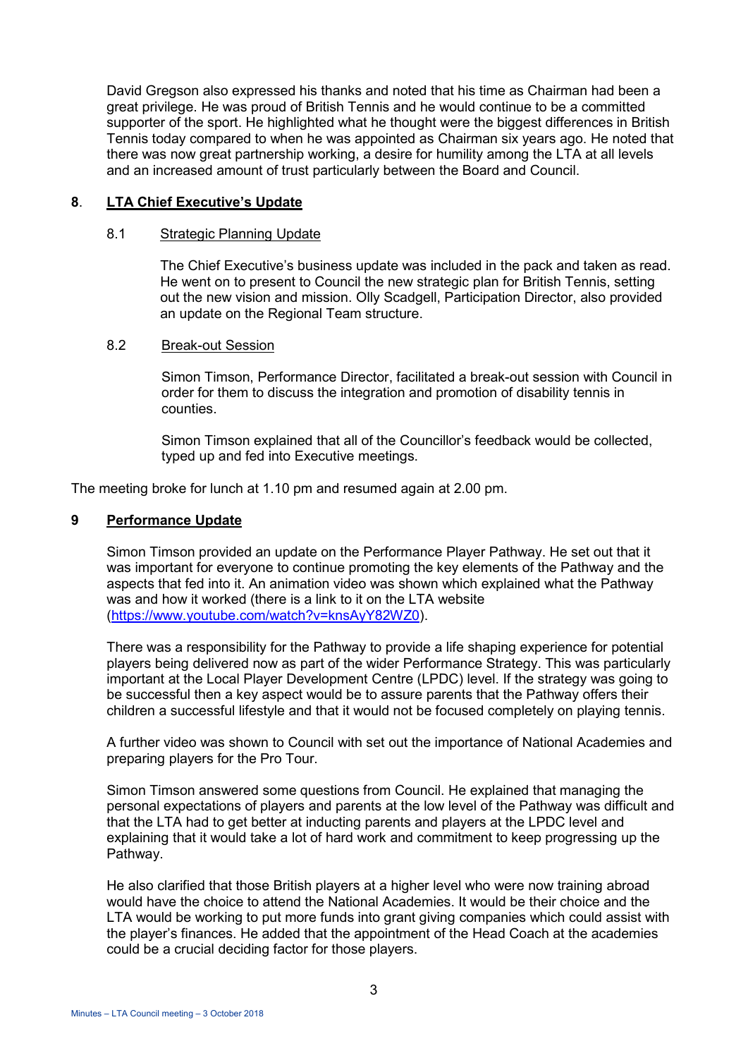David Gregson also expressed his thanks and noted that his time as Chairman had been a great privilege. He was proud of British Tennis and he would continue to be a committed supporter of the sport. He highlighted what he thought were the biggest differences in British Tennis today compared to when he was appointed as Chairman six years ago. He noted that there was now great partnership working, a desire for humility among the LTA at all levels and an increased amount of trust particularly between the Board and Council.

## 8. LTA Chief Executive's Update

### 8.1 Strategic Planning Update

The Chief Executive's business update was included in the pack and taken as read. He went on to present to Council the new strategic plan for British Tennis, setting out the new vision and mission. Olly Scadgell, Participation Director, also provided an update on the Regional Team structure.

### 8.2 Break-out Session

Simon Timson, Performance Director, facilitated a break-out session with Council in order for them to discuss the integration and promotion of disability tennis in counties.

Simon Timson explained that all of the Councillor's feedback would be collected, typed up and fed into Executive meetings.

The meeting broke for lunch at 1.10 pm and resumed again at 2.00 pm.

## 9 Performance Update

Simon Timson provided an update on the Performance Player Pathway. He set out that it was important for everyone to continue promoting the key elements of the Pathway and the aspects that fed into it. An animation video was shown which explained what the Pathway was and how it worked (there is a link to it on the LTA website (https://www.youtube.com/watch?v=knsAyY82WZ0).

There was a responsibility for the Pathway to provide a life shaping experience for potential players being delivered now as part of the wider Performance Strategy. This was particularly important at the Local Player Development Centre (LPDC) level. If the strategy was going to be successful then a key aspect would be to assure parents that the Pathway offers their children a successful lifestyle and that it would not be focused completely on playing tennis.

A further video was shown to Council with set out the importance of National Academies and preparing players for the Pro Tour.

Simon Timson answered some questions from Council. He explained that managing the personal expectations of players and parents at the low level of the Pathway was difficult and that the LTA had to get better at inducting parents and players at the LPDC level and explaining that it would take a lot of hard work and commitment to keep progressing up the Pathway.

He also clarified that those British players at a higher level who were now training abroad would have the choice to attend the National Academies. It would be their choice and the LTA would be working to put more funds into grant giving companies which could assist with the player's finances. He added that the appointment of the Head Coach at the academies could be a crucial deciding factor for those players.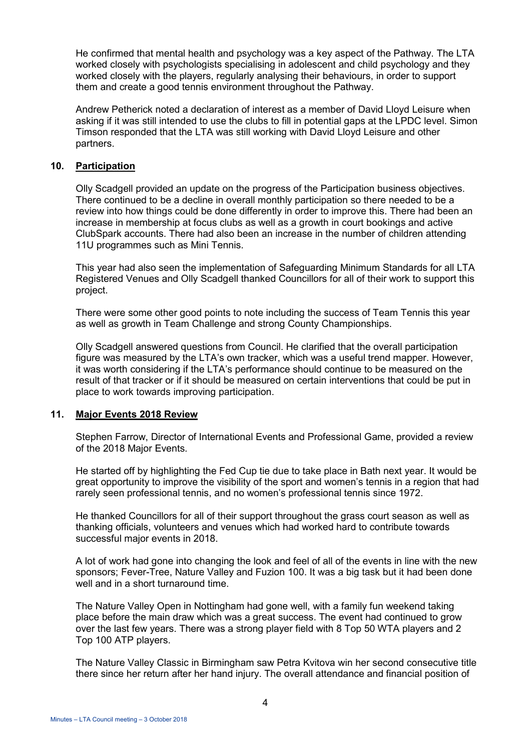He confirmed that mental health and psychology was a key aspect of the Pathway. The LTA worked closely with psychologists specialising in adolescent and child psychology and they worked closely with the players, regularly analysing their behaviours, in order to support them and create a good tennis environment throughout the Pathway.

Andrew Petherick noted a declaration of interest as a member of David Lloyd Leisure when asking if it was still intended to use the clubs to fill in potential gaps at the LPDC level. Simon Timson responded that the LTA was still working with David Lloyd Leisure and other partners.

## 10. Participation

Olly Scadgell provided an update on the progress of the Participation business objectives. There continued to be a decline in overall monthly participation so there needed to be a review into how things could be done differently in order to improve this. There had been an increase in membership at focus clubs as well as a growth in court bookings and active ClubSpark accounts. There had also been an increase in the number of children attending 11U programmes such as Mini Tennis.

This year had also seen the implementation of Safeguarding Minimum Standards for all LTA Registered Venues and Olly Scadgell thanked Councillors for all of their work to support this project.

There were some other good points to note including the success of Team Tennis this year as well as growth in Team Challenge and strong County Championships.

Olly Scadgell answered questions from Council. He clarified that the overall participation figure was measured by the LTA's own tracker, which was a useful trend mapper. However, it was worth considering if the LTA's performance should continue to be measured on the result of that tracker or if it should be measured on certain interventions that could be put in place to work towards improving participation.

## 11. Major Events 2018 Review

Stephen Farrow, Director of International Events and Professional Game, provided a review of the 2018 Major Events.

He started off by highlighting the Fed Cup tie due to take place in Bath next year. It would be great opportunity to improve the visibility of the sport and women's tennis in a region that had rarely seen professional tennis, and no women's professional tennis since 1972.

He thanked Councillors for all of their support throughout the grass court season as well as thanking officials, volunteers and venues which had worked hard to contribute towards successful major events in 2018.

A lot of work had gone into changing the look and feel of all of the events in line with the new sponsors; Fever-Tree, Nature Valley and Fuzion 100. It was a big task but it had been done well and in a short turnaround time.

The Nature Valley Open in Nottingham had gone well, with a family fun weekend taking place before the main draw which was a great success. The event had continued to grow over the last few years. There was a strong player field with 8 Top 50 WTA players and 2 Top 100 ATP players.

The Nature Valley Classic in Birmingham saw Petra Kvitova win her second consecutive title there since her return after her hand injury. The overall attendance and financial position of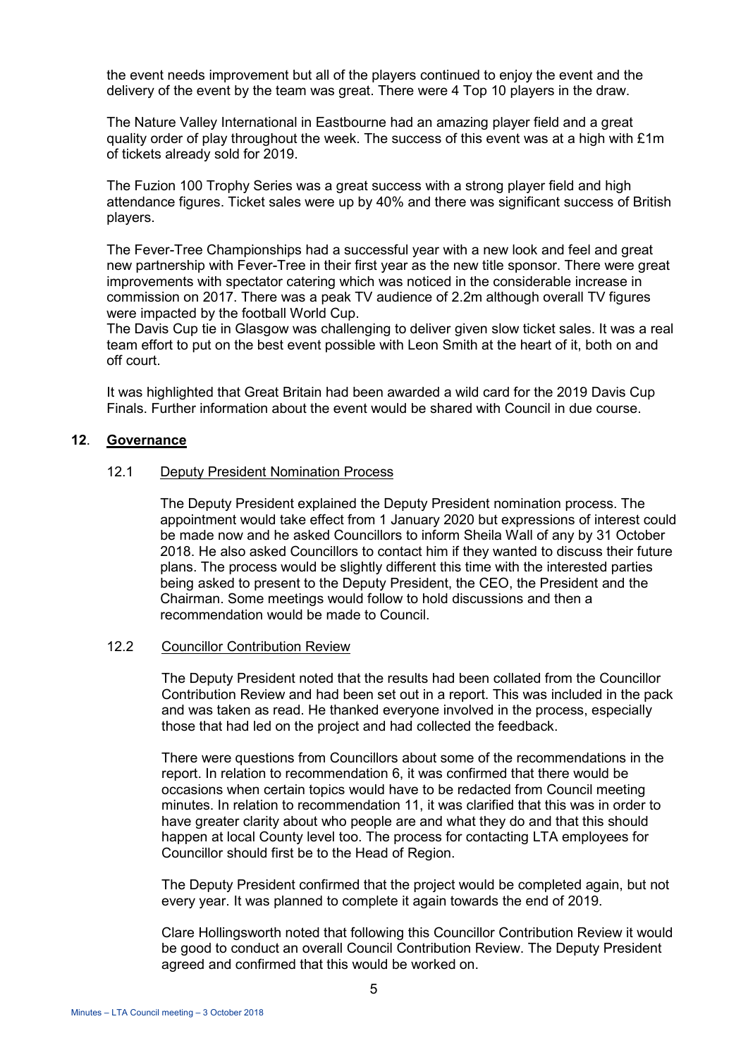the event needs improvement but all of the players continued to enjoy the event and the delivery of the event by the team was great. There were 4 Top 10 players in the draw.

The Nature Valley International in Eastbourne had an amazing player field and a great quality order of play throughout the week. The success of this event was at a high with £1m of tickets already sold for 2019.

The Fuzion 100 Trophy Series was a great success with a strong player field and high attendance figures. Ticket sales were up by 40% and there was significant success of British players.

The Fever-Tree Championships had a successful year with a new look and feel and great new partnership with Fever-Tree in their first year as the new title sponsor. There were great improvements with spectator catering which was noticed in the considerable increase in commission on 2017. There was a peak TV audience of 2.2m although overall TV figures were impacted by the football World Cup.
The Davis Cup tie in Glasgow was challenging to deliver given slow ticket sales. It was a real team effort to put on the best event possible with Leon Smith at the heart of it, both on and off court.

It was highlighted that Great Britain had been awarded a wild card for the 2019 Davis Cup Finals. Further information about the event would be shared with Council in due course.

## 12. Governance

### 12.1 Deputy President Nomination Process

The Deputy President explained the Deputy President nomination process. The appointment would take effect from 1 January 2020 but expressions of interest could be made now and he asked Councillors to inform Sheila Wall of any by 31 October 2018. He also asked Councillors to contact him if they wanted to discuss their future plans. The process would be slightly different this time with the interested parties being asked to present to the Deputy President, the CEO, the President and the Chairman. Some meetings would follow to hold discussions and then a recommendation would be made to Council.

### 12.2 Councillor Contribution Review

The Deputy President noted that the results had been collated from the Councillor Contribution Review and had been set out in a report. This was included in the pack and was taken as read. He thanked everyone involved in the process, especially those that had led on the project and had collected the feedback.

There were questions from Councillors about some of the recommendations in the report. In relation to recommendation 6, it was confirmed that there would be occasions when certain topics would have to be redacted from Council meeting minutes. In relation to recommendation 11, it was clarified that this was in order to have greater clarity about who people are and what they do and that this should happen at local County level too. The process for contacting LTA employees for Councillor should first be to the Head of Region.

The Deputy President confirmed that the project would be completed again, but not every year. It was planned to complete it again towards the end of 2019.

Clare Hollingsworth noted that following this Councillor Contribution Review it would be good to conduct an overall Council Contribution Review. The Deputy President agreed and confirmed that this would be worked on.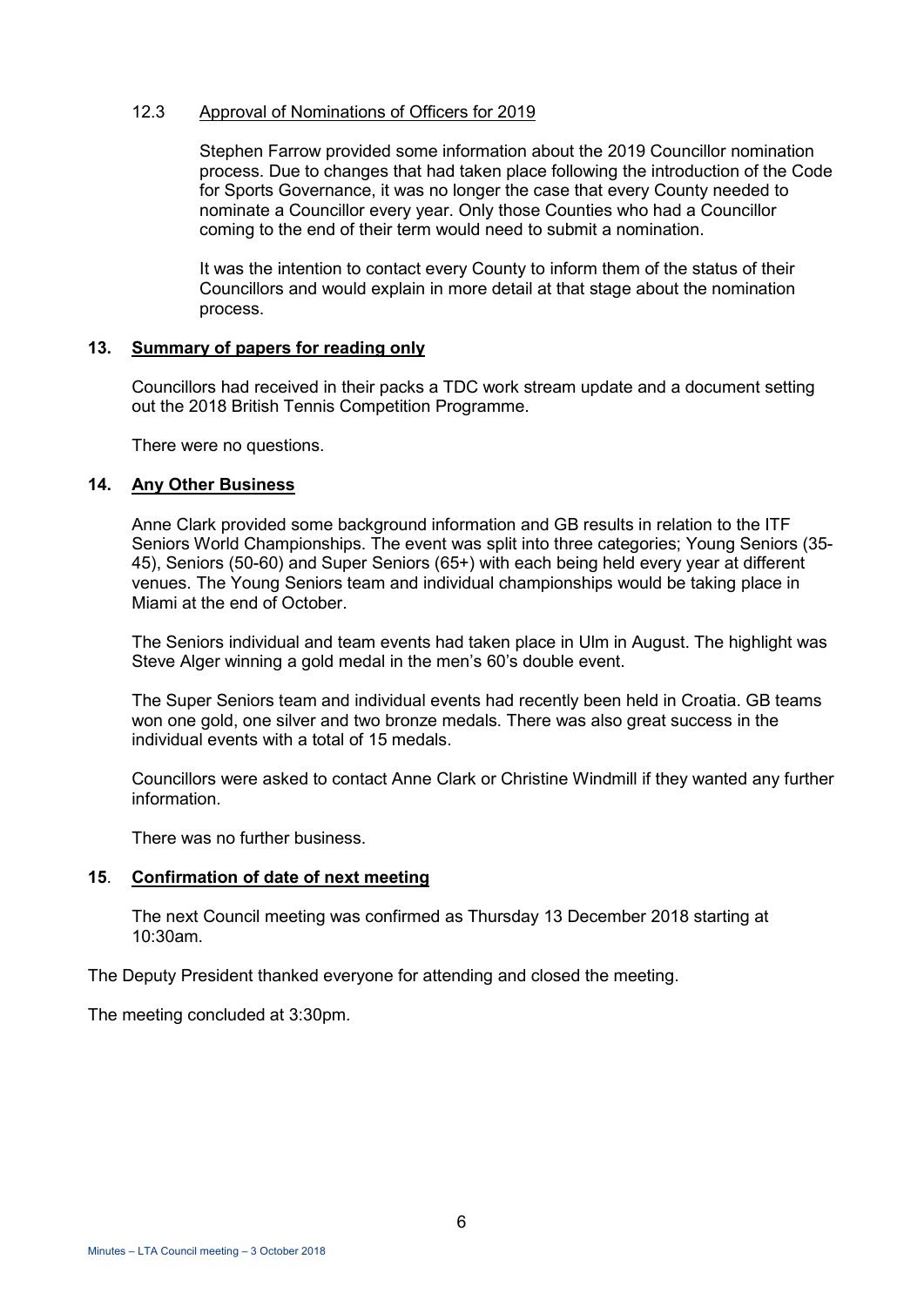### 12.3 Approval of Nominations of Officers for 2019

Stephen Farrow provided some information about the 2019 Councillor nomination process. Due to changes that had taken place following the introduction of the Code for Sports Governance, it was no longer the case that every County needed to nominate a Councillor every year. Only those Counties who had a Councillor coming to the end of their term would need to submit a nomination.

It was the intention to contact every County to inform them of the status of their Councillors and would explain in more detail at that stage about the nomination process.

## 13. Summary of papers for reading only

Councillors had received in their packs a TDC work stream update and a document setting out the 2018 British Tennis Competition Programme.

There were no questions.

## 14. Any Other Business

Anne Clark provided some background information and GB results in relation to the ITF Seniors World Championships. The event was split into three categories; Young Seniors (35-45), Seniors (50-60) and Super Seniors (65+) with each being held every year at different venues. The Young Seniors team and individual championships would be taking place in Miami at the end of October.

The Seniors individual and team events had taken place in Ulm in August. The highlight was Steve Alger winning a gold medal in the men's 60's double event.

The Super Seniors team and individual events had recently been held in Croatia. GB teams won one gold, one silver and two bronze medals. There was also great success in the individual events with a total of 15 medals.

Councillors were asked to contact Anne Clark or Christine Windmill if they wanted any further information.

There was no further business.

## 15. Confirmation of date of next meeting

The next Council meeting was confirmed as Thursday 13 December 2018 starting at 10:30am.

The Deputy President thanked everyone for attending and closed the meeting.

The meeting concluded at 3:30pm.